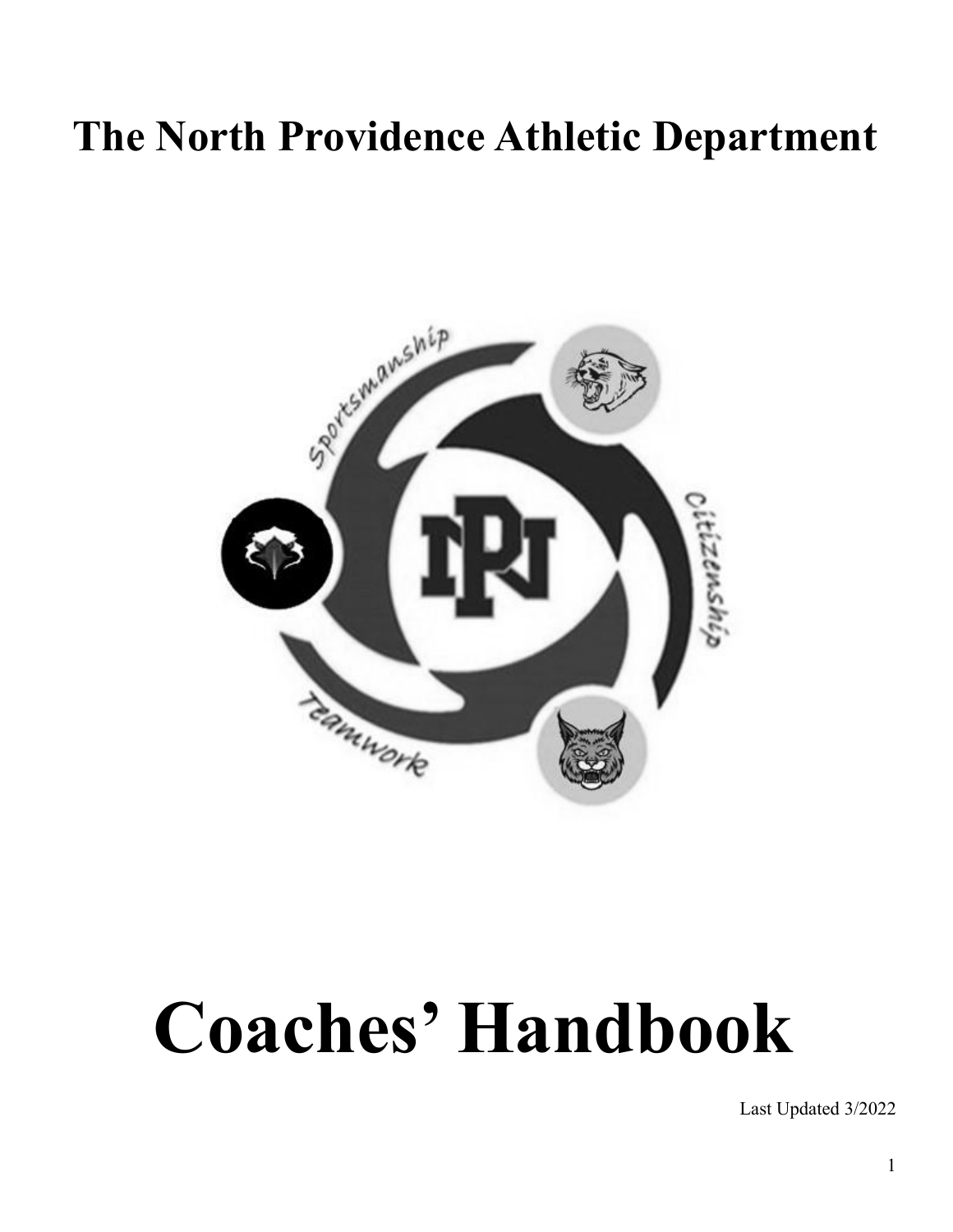# The North Providence Athletic Department

# Coaches' Handbook

Last Updated 3/2022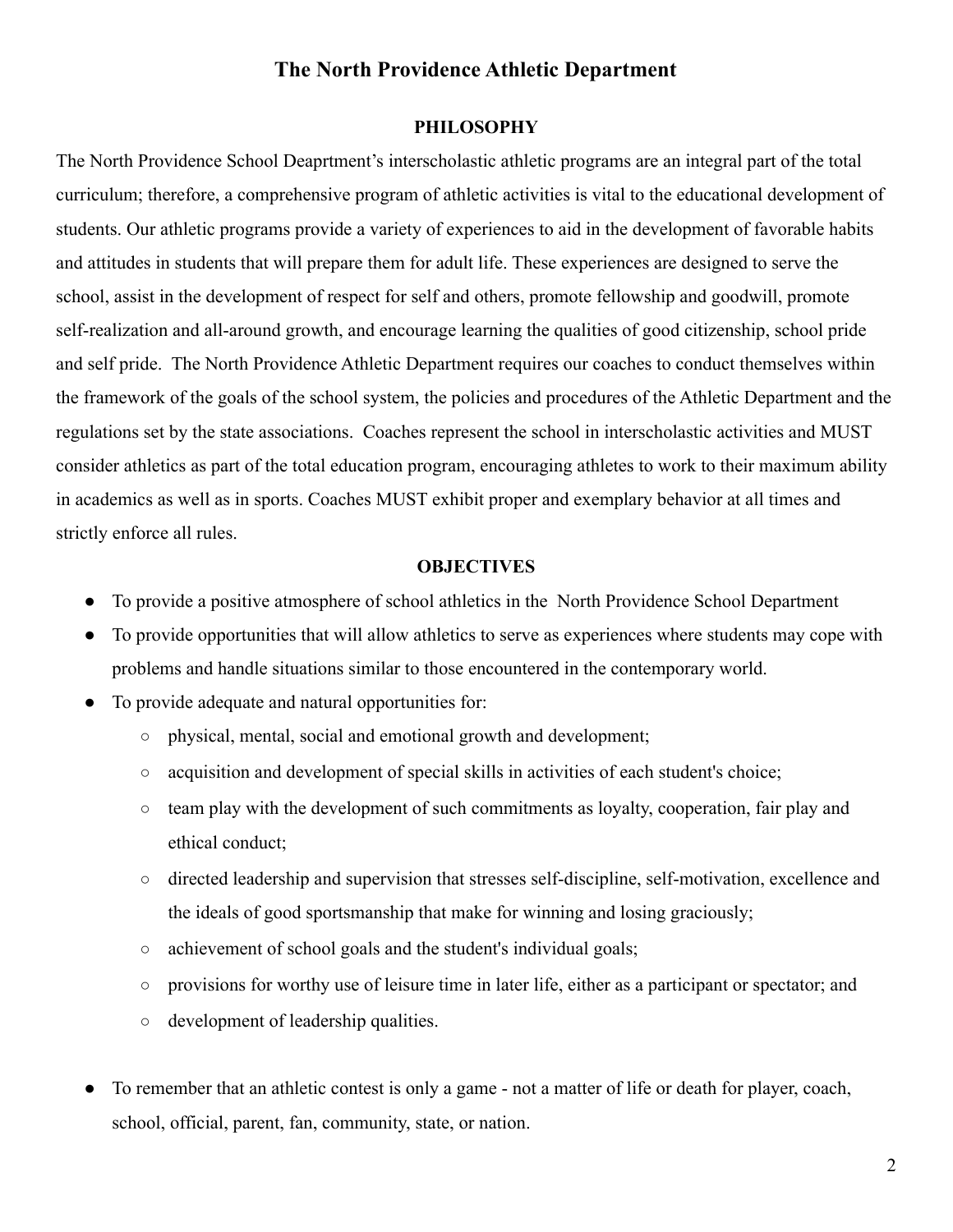# The North Providence Athletic Department

## PHILOSOPHY

The North Providence School Deaprtment's interscholastic athletic programs are an integral part of the total curriculum; therefore, a comprehensive program of athletic activities is vital to the educational development of students. Our athletic programs provide a variety of experiences to aid in the development of favorable habits and attitudes in students that will prepare them for adult life. These experiences are designed to serve the school, assist in the development of respect for self and others, promote fellowship and goodwill, promote self-realization and all-around growth, and encourage learning the qualities of good citizenship, school pride and self pride. The North Providence Athletic Department requires our coaches to conduct themselves within the framework of the goals of the school system, the policies and procedures of the Athletic Department and the regulations set by the state associations. Coaches represent the school in interscholastic activities and MUST consider athletics as part of the total education program, encouraging athletes to work to their maximum ability in academics as well as in sports. Coaches MUST exhibit proper and exemplary behavior at all times and strictly enforce all rules.

## OBJECTIVES

- To provide a positive atmosphere of school athletics in the North Providence School Department
- To provide opportunities that will allow athletics to serve as experiences where students may cope with problems and handle situations similar to those encountered in the contemporary world.
- To provide adequate and natural opportunities for:
  - physical, mental, social and emotional growth and development;
  - acquisition and development of special skills in activities of each student's choice;
  - team play with the development of such commitments as loyalty, cooperation, fair play and ethical conduct;
  - directed leadership and supervision that stresses self-discipline, self-motivation, excellence and the ideals of good sportsmanship that make for winning and losing graciously;
  - achievement of school goals and the student's individual goals;
  - provisions for worthy use of leisure time in later life, either as a participant or spectator; and
  - development of leadership qualities.

- To remember that an athletic contest is only a game - not a matter of life or death for player, coach, school, official, parent, fan, community, state, or nation.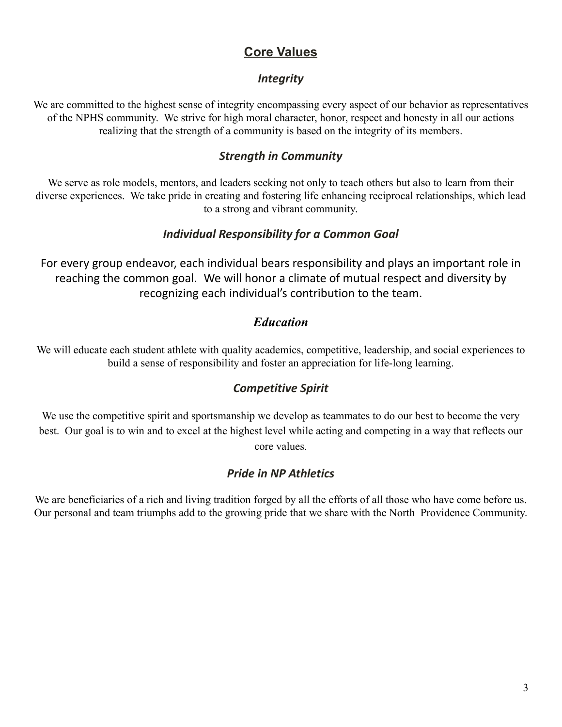## Core Values

### *Integrity*

We are committed to the highest sense of integrity encompassing every aspect of our behavior as representatives of the NPHS community. We strive for high moral character, honor, respect and honesty in all our actions realizing that the strength of a community is based on the integrity of its members.

### *Strength in Community*

We serve as role models, mentors, and leaders seeking not only to teach others but also to learn from their diverse experiences. We take pride in creating and fostering life enhancing reciprocal relationships, which lead to a strong and vibrant community.

### *Individual Responsibility for a Common Goal*

For every group endeavor, each individual bears responsibility and plays an important role in reaching the common goal. We will honor a climate of mutual respect and diversity by recognizing each individual's contribution to the team.

### *Education*

We will educate each student athlete with quality academics, competitive, leadership, and social experiences to build a sense of responsibility and foster an appreciation for life-long learning.

### *Competitive Spirit*

We use the competitive spirit and sportsmanship we develop as teammates to do our best to become the very best. Our goal is to win and to excel at the highest level while acting and competing in a way that reflects our core values.

### *Pride in NP Athletics*

We are beneficiaries of a rich and living tradition forged by all the efforts of all those who have come before us. Our personal and team triumphs add to the growing pride that we share with the North Providence Community.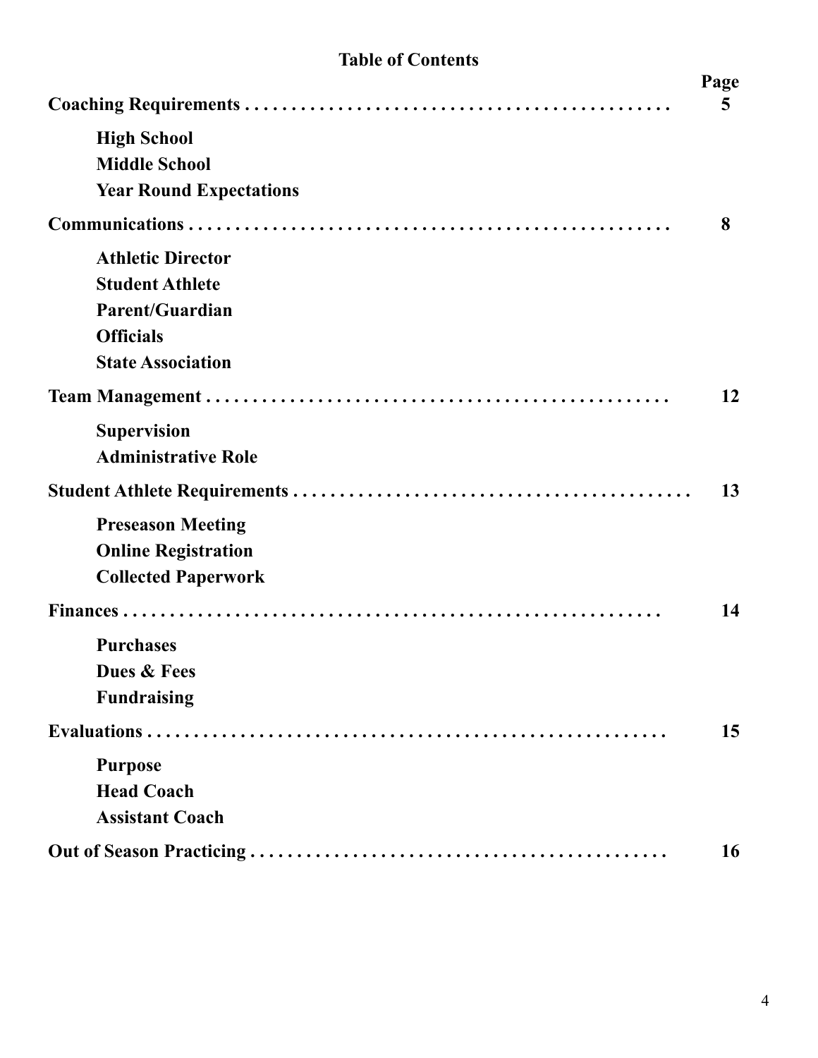## Table of Contents

| | Page |
|---|---|
| **Coaching Requirements** | **5** |
| &nbsp;&nbsp;&nbsp;&nbsp;**High School** | |
| &nbsp;&nbsp;&nbsp;&nbsp;**Middle School** | |
| &nbsp;&nbsp;&nbsp;&nbsp;**Year Round Expectations** | |
| **Communications** | **8** |
| &nbsp;&nbsp;&nbsp;&nbsp;**Athletic Director** | |
| &nbsp;&nbsp;&nbsp;&nbsp;**Student Athlete** | |
| &nbsp;&nbsp;&nbsp;&nbsp;**Parent/Guardian** | |
| &nbsp;&nbsp;&nbsp;&nbsp;**Officials** | |
| &nbsp;&nbsp;&nbsp;&nbsp;**State Association** | |
| **Team Management** | **12** |
| &nbsp;&nbsp;&nbsp;&nbsp;**Supervision** | |
| &nbsp;&nbsp;&nbsp;&nbsp;**Administrative Role** | |
| **Student Athlete Requirements** | **13** |
| &nbsp;&nbsp;&nbsp;&nbsp;**Preseason Meeting** | |
| &nbsp;&nbsp;&nbsp;&nbsp;**Online Registration** | |
| &nbsp;&nbsp;&nbsp;&nbsp;**Collected Paperwork** | |
| **Finances** | **14** |
| &nbsp;&nbsp;&nbsp;&nbsp;**Purchases** | |
| &nbsp;&nbsp;&nbsp;&nbsp;**Dues & Fees** | |
| &nbsp;&nbsp;&nbsp;&nbsp;**Fundraising** | |
| **Evaluations** | **15** |
| &nbsp;&nbsp;&nbsp;&nbsp;**Purpose** | |
| &nbsp;&nbsp;&nbsp;&nbsp;**Head Coach** | |
| &nbsp;&nbsp;&nbsp;&nbsp;**Assistant Coach** | |
| **Out of Season Practicing** | **16** |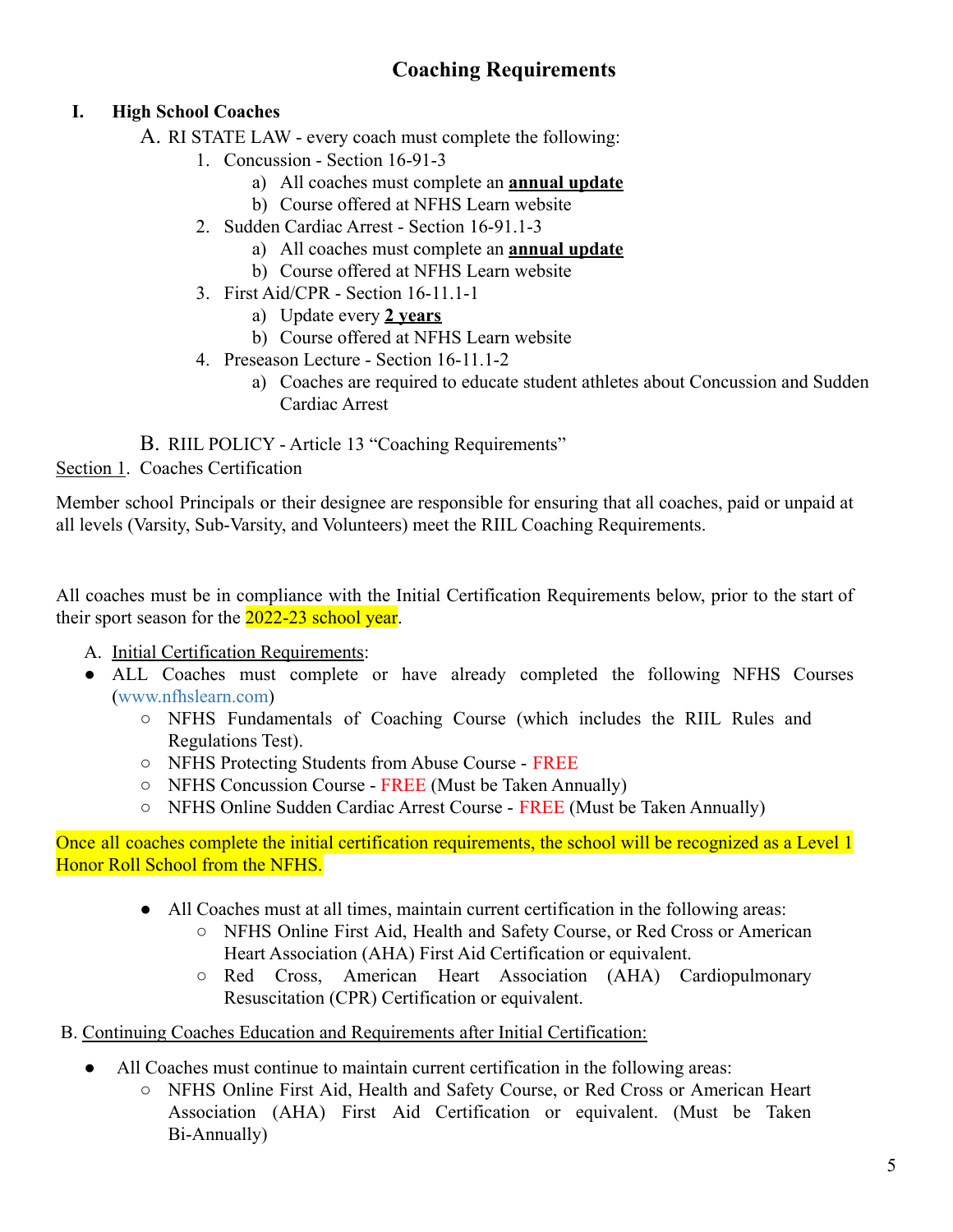# Coaching Requirements

## I. High School Coaches

A. RI STATE LAW - every coach must complete the following:

1. Concussion - Section 16-91-3
   a) All coaches must complete an **annual update**
   b) Course offered at NFHS Learn website
2. Sudden Cardiac Arrest - Section 16-91.1-3
   a) All coaches must complete an **annual update**
   b) Course offered at NFHS Learn website
3. First Aid/CPR - Section 16-11.1-1
   a) Update every **2 years**
   b) Course offered at NFHS Learn website
4. Preseason Lecture - Section 16-11.1-2
   a) Coaches are required to educate student athletes about Concussion and Sudden Cardiac Arrest

B. RIIL POLICY - Article 13 "Coaching Requirements"

Section 1. Coaches Certification

Member school Principals or their designee are responsible for ensuring that all coaches, paid or unpaid at all levels (Varsity, Sub-Varsity, and Volunteers) meet the RIIL Coaching Requirements.

All coaches must be in compliance with the Initial Certification Requirements below, prior to the start of their sport season for the 2022-23 school year.

A. Initial Certification Requirements:

- ALL Coaches must complete or have already completed the following NFHS Courses (www.nfhslearn.com)
  - NFHS Fundamentals of Coaching Course (which includes the RIIL Rules and Regulations Test).
  - NFHS Protecting Students from Abuse Course - FREE
  - NFHS Concussion Course - FREE (Must be Taken Annually)
  - NFHS Online Sudden Cardiac Arrest Course - FREE (Must be Taken Annually)

Once all coaches complete the initial certification requirements, the school will be recognized as a Level 1 Honor Roll School from the NFHS.

- All Coaches must at all times, maintain current certification in the following areas:
  - NFHS Online First Aid, Health and Safety Course, or Red Cross or American Heart Association (AHA) First Aid Certification or equivalent.
  - Red Cross, American Heart Association (AHA) Cardiopulmonary Resuscitation (CPR) Certification or equivalent.

B. Continuing Coaches Education and Requirements after Initial Certification:

- All Coaches must continue to maintain current certification in the following areas:
  - NFHS Online First Aid, Health and Safety Course, or Red Cross or American Heart Association (AHA) First Aid Certification or equivalent. (Must be Taken Bi-Annually)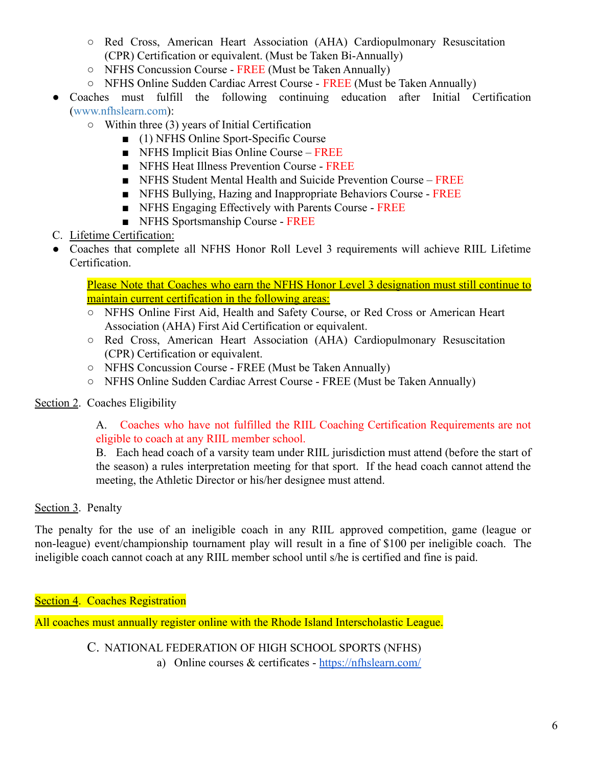- Red Cross, American Heart Association (AHA) Cardiopulmonary Resuscitation (CPR) Certification or equivalent. (Must be Taken Bi-Annually)
  - NFHS Concussion Course - FREE (Must be Taken Annually)
  - NFHS Online Sudden Cardiac Arrest Course - FREE (Must be Taken Annually)
- Coaches must fulfill the following continuing education after Initial Certification (www.nfhslearn.com):
  - Within three (3) years of Initial Certification
    - (1) NFHS Online Sport-Specific Course
    - NFHS Implicit Bias Online Course – FREE
    - NFHS Heat Illness Prevention Course - FREE
    - NFHS Student Mental Health and Suicide Prevention Course – FREE
    - NFHS Bullying, Hazing and Inappropriate Behaviors Course - FREE
    - NFHS Engaging Effectively with Parents Course - FREE
    - NFHS Sportsmanship Course - FREE

C. Lifetime Certification:

- Coaches that complete all NFHS Honor Roll Level 3 requirements will achieve RIIL Lifetime Certification.

  Please Note that Coaches who earn the NFHS Honor Level 3 designation must still continue to maintain current certification in the following areas:
  - NFHS Online First Aid, Health and Safety Course, or Red Cross or American Heart Association (AHA) First Aid Certification or equivalent.
  - Red Cross, American Heart Association (AHA) Cardiopulmonary Resuscitation (CPR) Certification or equivalent.
  - NFHS Concussion Course - FREE (Must be Taken Annually)
  - NFHS Online Sudden Cardiac Arrest Course - FREE (Must be Taken Annually)

Section 2. Coaches Eligibility

A. Coaches who have not fulfilled the RIIL Coaching Certification Requirements are not eligible to coach at any RIIL member school.

B. Each head coach of a varsity team under RIIL jurisdiction must attend (before the start of the season) a rules interpretation meeting for that sport. If the head coach cannot attend the meeting, the Athletic Director or his/her designee must attend.

Section 3. Penalty

The penalty for the use of an ineligible coach in any RIIL approved competition, game (league or non-league) event/championship tournament play will result in a fine of $100 per ineligible coach. The ineligible coach cannot coach at any RIIL member school until s/he is certified and fine is paid.

Section 4. Coaches Registration

All coaches must annually register online with the Rhode Island Interscholastic League.

C. NATIONAL FEDERATION OF HIGH SCHOOL SPORTS (NFHS)

a) Online courses & certificates - https://nfhslearn.com/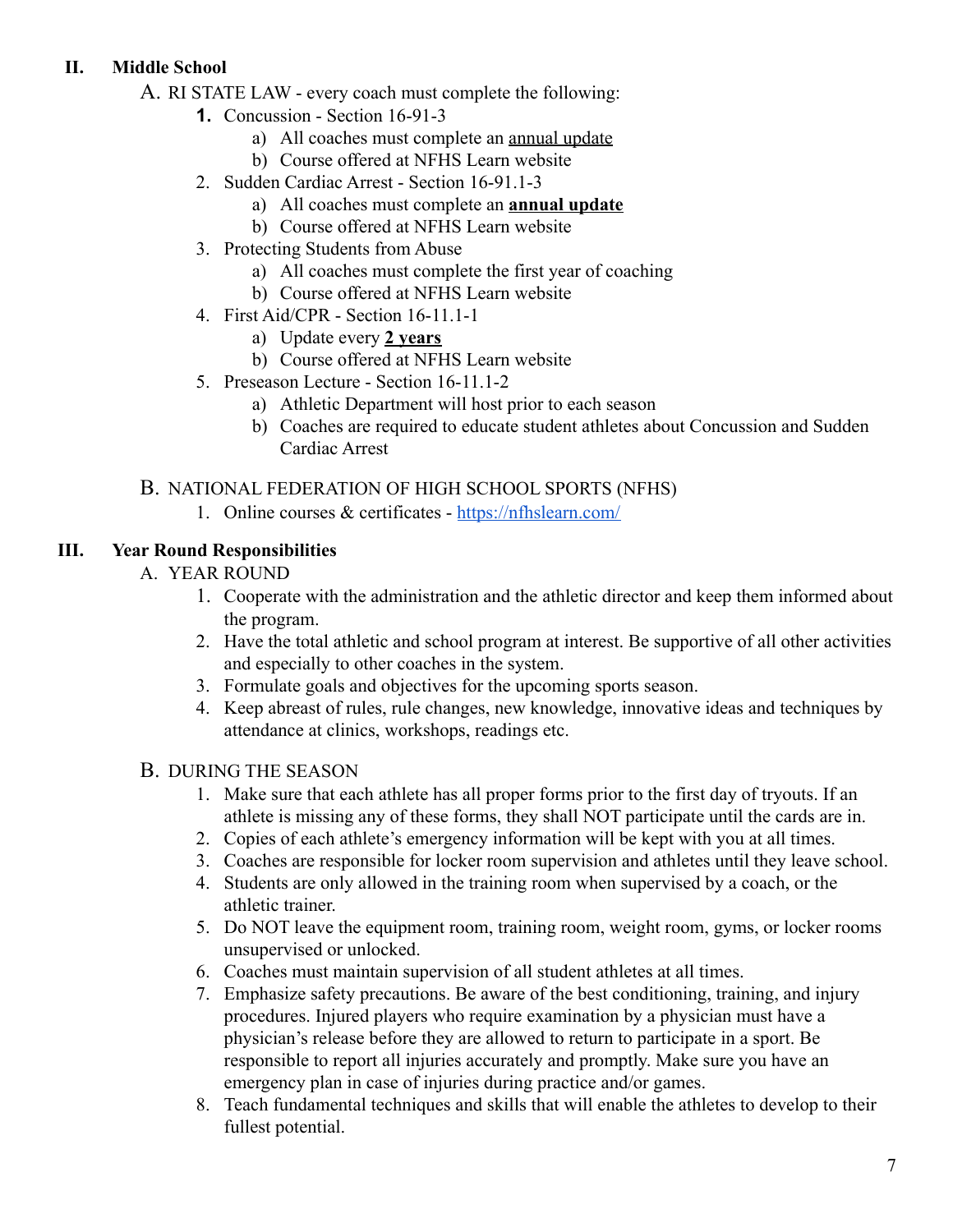## II. Middle School

A. RI STATE LAW - every coach must complete the following:

1. Concussion - Section 16-91-3
   a) All coaches must complete an annual update
   b) Course offered at NFHS Learn website
2. Sudden Cardiac Arrest - Section 16-91.1-3
   a) All coaches must complete an **annual update**
   b) Course offered at NFHS Learn website
3. Protecting Students from Abuse
   a) All coaches must complete the first year of coaching
   b) Course offered at NFHS Learn website
4. First Aid/CPR - Section 16-11.1-1
   a) Update every **2 years**
   b) Course offered at NFHS Learn website
5. Preseason Lecture - Section 16-11.1-2
   a) Athletic Department will host prior to each season
   b) Coaches are required to educate student athletes about Concussion and Sudden Cardiac Arrest

B. NATIONAL FEDERATION OF HIGH SCHOOL SPORTS (NFHS)

1. Online courses & certificates - https://nfhslearn.com/

## III. Year Round Responsibilities

A. YEAR ROUND

1. Cooperate with the administration and the athletic director and keep them informed about the program.
2. Have the total athletic and school program at interest. Be supportive of all other activities and especially to other coaches in the system.
3. Formulate goals and objectives for the upcoming sports season.
4. Keep abreast of rules, rule changes, new knowledge, innovative ideas and techniques by attendance at clinics, workshops, readings etc.

B. DURING THE SEASON

1. Make sure that each athlete has all proper forms prior to the first day of tryouts. If an athlete is missing any of these forms, they shall NOT participate until the cards are in.
2. Copies of each athlete's emergency information will be kept with you at all times.
3. Coaches are responsible for locker room supervision and athletes until they leave school.
4. Students are only allowed in the training room when supervised by a coach, or the athletic trainer.
5. Do NOT leave the equipment room, training room, weight room, gyms, or locker rooms unsupervised or unlocked.
6. Coaches must maintain supervision of all student athletes at all times.
7. Emphasize safety precautions. Be aware of the best conditioning, training, and injury procedures. Injured players who require examination by a physician must have a physician's release before they are allowed to return to participate in a sport. Be responsible to report all injuries accurately and promptly. Make sure you have an emergency plan in case of injuries during practice and/or games.
8. Teach fundamental techniques and skills that will enable the athletes to develop to their fullest potential.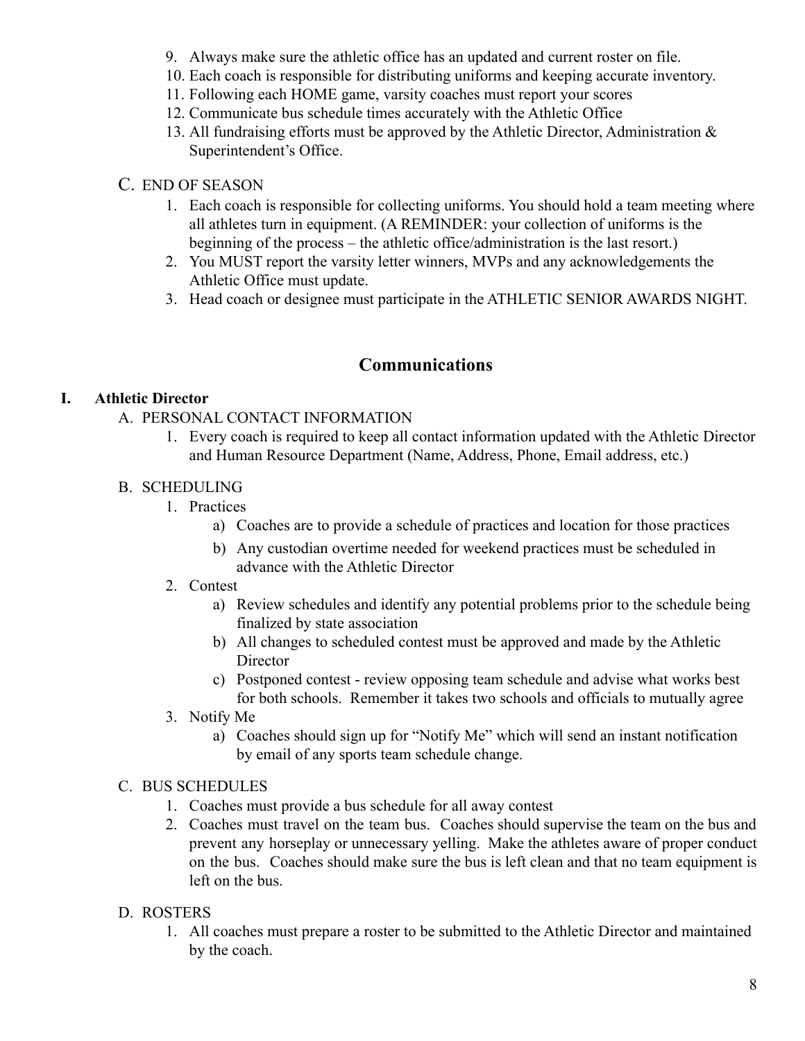9. Always make sure the athletic office has an updated and current roster on file.
10. Each coach is responsible for distributing uniforms and keeping accurate inventory.
11. Following each HOME game, varsity coaches must report your scores
12. Communicate bus schedule times accurately with the Athletic Office
13. All fundraising efforts must be approved by the Athletic Director, Administration & Superintendent's Office.

C. END OF SEASON

1. Each coach is responsible for collecting uniforms. You should hold a team meeting where all athletes turn in equipment. (A REMINDER: your collection of uniforms is the beginning of the process – the athletic office/administration is the last resort.)
2. You MUST report the varsity letter winners, MVPs and any acknowledgements the Athletic Office must update.
3. Head coach or designee must participate in the ATHLETIC SENIOR AWARDS NIGHT.

## Communications

### I. Athletic Director

A. PERSONAL CONTACT INFORMATION

1. Every coach is required to keep all contact information updated with the Athletic Director and Human Resource Department (Name, Address, Phone, Email address, etc.)

B. SCHEDULING

1. Practices
   a) Coaches are to provide a schedule of practices and location for those practices
   b) Any custodian overtime needed for weekend practices must be scheduled in advance with the Athletic Director
2. Contest
   a) Review schedules and identify any potential problems prior to the schedule being finalized by state association
   b) All changes to scheduled contest must be approved and made by the Athletic Director
   c) Postponed contest - review opposing team schedule and advise what works best for both schools. Remember it takes two schools and officials to mutually agree
3. Notify Me
   a) Coaches should sign up for "Notify Me" which will send an instant notification by email of any sports team schedule change.

C. BUS SCHEDULES

1. Coaches must provide a bus schedule for all away contest
2. Coaches must travel on the team bus. Coaches should supervise the team on the bus and prevent any horseplay or unnecessary yelling. Make the athletes aware of proper conduct on the bus. Coaches should make sure the bus is left clean and that no team equipment is left on the bus.

D. ROSTERS

1. All coaches must prepare a roster to be submitted to the Athletic Director and maintained by the coach.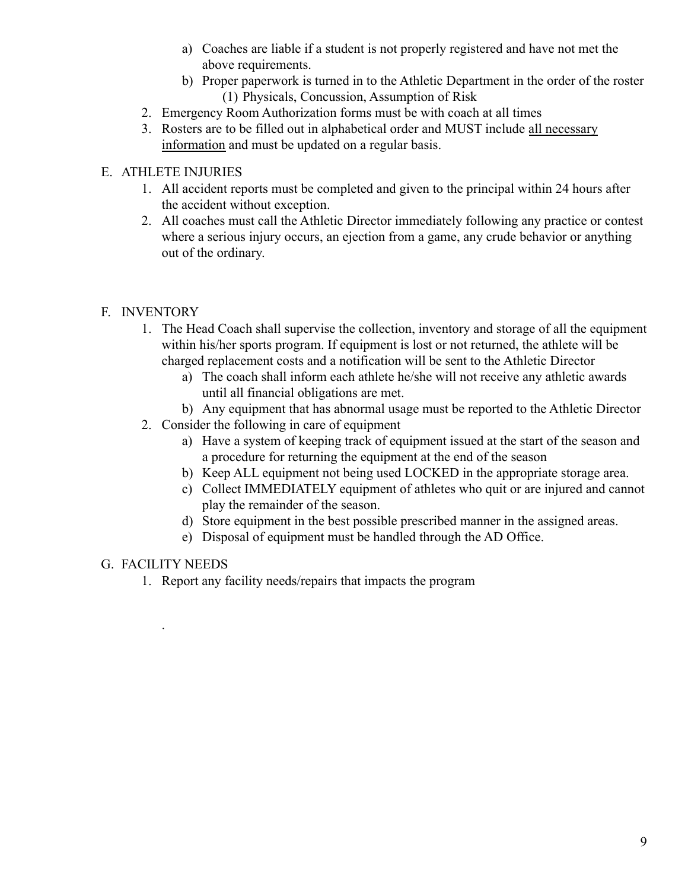a) Coaches are liable if a student is not properly registered and have not met the above requirements.
   b) Proper paperwork is turned in to the Athletic Department in the order of the roster
      (1) Physicals, Concussion, Assumption of Risk
2. Emergency Room Authorization forms must be with coach at all times
3. Rosters are to be filled out in alphabetical order and MUST include <u>all necessary information</u> and must be updated on a regular basis.

E. ATHLETE INJURIES
   1. All accident reports must be completed and given to the principal within 24 hours after the accident without exception.
   2. All coaches must call the Athletic Director immediately following any practice or contest where a serious injury occurs, an ejection from a game, any crude behavior or anything out of the ordinary.

F. INVENTORY
   1. The Head Coach shall supervise the collection, inventory and storage of all the equipment within his/her sports program. If equipment is lost or not returned, the athlete will be charged replacement costs and a notification will be sent to the Athletic Director
      a) The coach shall inform each athlete he/she will not receive any athletic awards until all financial obligations are met.
      b) Any equipment that has abnormal usage must be reported to the Athletic Director
   2. Consider the following in care of equipment
      a) Have a system of keeping track of equipment issued at the start of the season and a procedure for returning the equipment at the end of the season
      b) Keep ALL equipment not being used LOCKED in the appropriate storage area.
      c) Collect IMMEDIATELY equipment of athletes who quit or are injured and cannot play the remainder of the season.
      d) Store equipment in the best possible prescribed manner in the assigned areas.
      e) Disposal of equipment must be handled through the AD Office.

G. FACILITY NEEDS
   1. Report any facility needs/repairs that impacts the program

.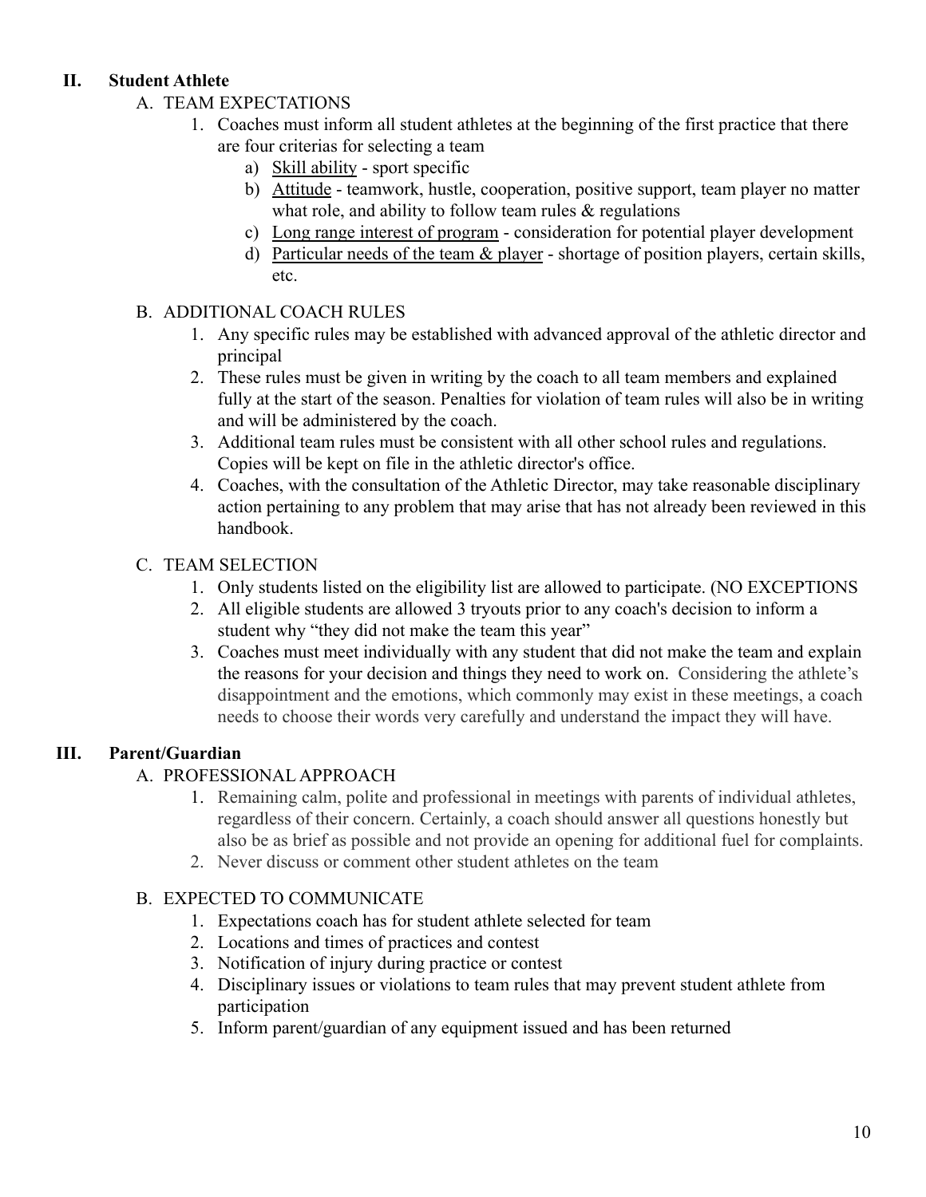## II. Student Athlete

### A. TEAM EXPECTATIONS

1. Coaches must inform all student athletes at the beginning of the first practice that there are four criterias for selecting a team
   a) Skill ability - sport specific
   b) Attitude - teamwork, hustle, cooperation, positive support, team player no matter what role, and ability to follow team rules & regulations
   c) Long range interest of program - consideration for potential player development
   d) Particular needs of the team & player - shortage of position players, certain skills, etc.

### B. ADDITIONAL COACH RULES

1. Any specific rules may be established with advanced approval of the athletic director and principal
2. These rules must be given in writing by the coach to all team members and explained fully at the start of the season. Penalties for violation of team rules will also be in writing and will be administered by the coach.
3. Additional team rules must be consistent with all other school rules and regulations. Copies will be kept on file in the athletic director's office.
4. Coaches, with the consultation of the Athletic Director, may take reasonable disciplinary action pertaining to any problem that may arise that has not already been reviewed in this handbook.

### C. TEAM SELECTION

1. Only students listed on the eligibility list are allowed to participate. (NO EXCEPTIONS
2. All eligible students are allowed 3 tryouts prior to any coach's decision to inform a student why "they did not make the team this year"
3. Coaches must meet individually with any student that did not make the team and explain the reasons for your decision and things they need to work on. Considering the athlete's disappointment and the emotions, which commonly may exist in these meetings, a coach needs to choose their words very carefully and understand the impact they will have.

## III. Parent/Guardian

### A. PROFESSIONAL APPROACH

1. Remaining calm, polite and professional in meetings with parents of individual athletes, regardless of their concern. Certainly, a coach should answer all questions honestly but also be as brief as possible and not provide an opening for additional fuel for complaints.
2. Never discuss or comment other student athletes on the team

### B. EXPECTED TO COMMUNICATE

1. Expectations coach has for student athlete selected for team
2. Locations and times of practices and contest
3. Notification of injury during practice or contest
4. Disciplinary issues or violations to team rules that may prevent student athlete from participation
5. Inform parent/guardian of any equipment issued and has been returned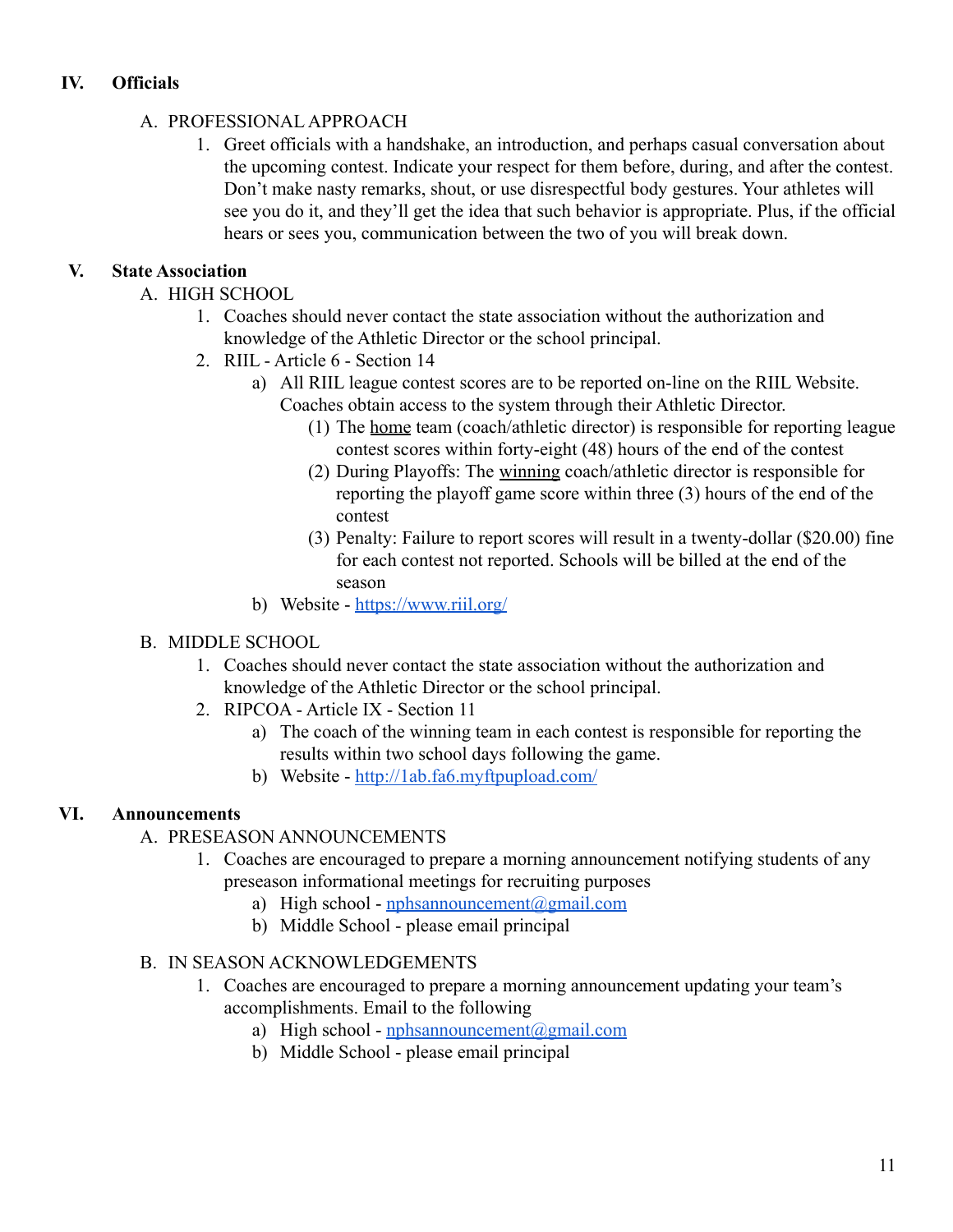## IV. Officials

A. PROFESSIONAL APPROACH

1. Greet officials with a handshake, an introduction, and perhaps casual conversation about the upcoming contest. Indicate your respect for them before, during, and after the contest. Don't make nasty remarks, shout, or use disrespectful body gestures. Your athletes will see you do it, and they'll get the idea that such behavior is appropriate. Plus, if the official hears or sees you, communication between the two of you will break down.

## V. State Association

A. HIGH SCHOOL

1. Coaches should never contact the state association without the authorization and knowledge of the Athletic Director or the school principal.
2. RIIL - Article 6 - Section 14
   a) All RIIL league contest scores are to be reported on-line on the RIIL Website. Coaches obtain access to the system through their Athletic Director.
      (1) The <u>home</u> team (coach/athletic director) is responsible for reporting league contest scores within forty-eight (48) hours of the end of the contest
      (2) During Playoffs: The <u>winning</u> coach/athletic director is responsible for reporting the playoff game score within three (3) hours of the end of the contest
      (3) Penalty: Failure to report scores will result in a twenty-dollar ($20.00) fine for each contest not reported. Schools will be billed at the end of the season
   b) Website - [https://www.riil.org/](https://www.riil.org/)

B. MIDDLE SCHOOL

1. Coaches should never contact the state association without the authorization and knowledge of the Athletic Director or the school principal.
2. RIPCOA - Article IX - Section 11
   a) The coach of the winning team in each contest is responsible for reporting the results within two school days following the game.
   b) Website - [http://1ab.fa6.myftpupload.com/](http://1ab.fa6.myftpupload.com/)

## VI. Announcements

A. PRESEASON ANNOUNCEMENTS

1. Coaches are encouraged to prepare a morning announcement notifying students of any preseason informational meetings for recruiting purposes
   a) High school - [nphsannouncement@gmail.com](mailto:nphsannouncement@gmail.com)
   b) Middle School - please email principal

B. IN SEASON ACKNOWLEDGEMENTS

1. Coaches are encouraged to prepare a morning announcement updating your team's accomplishments. Email to the following
   a) High school - [nphsannouncement@gmail.com](mailto:nphsannouncement@gmail.com)
   b) Middle School - please email principal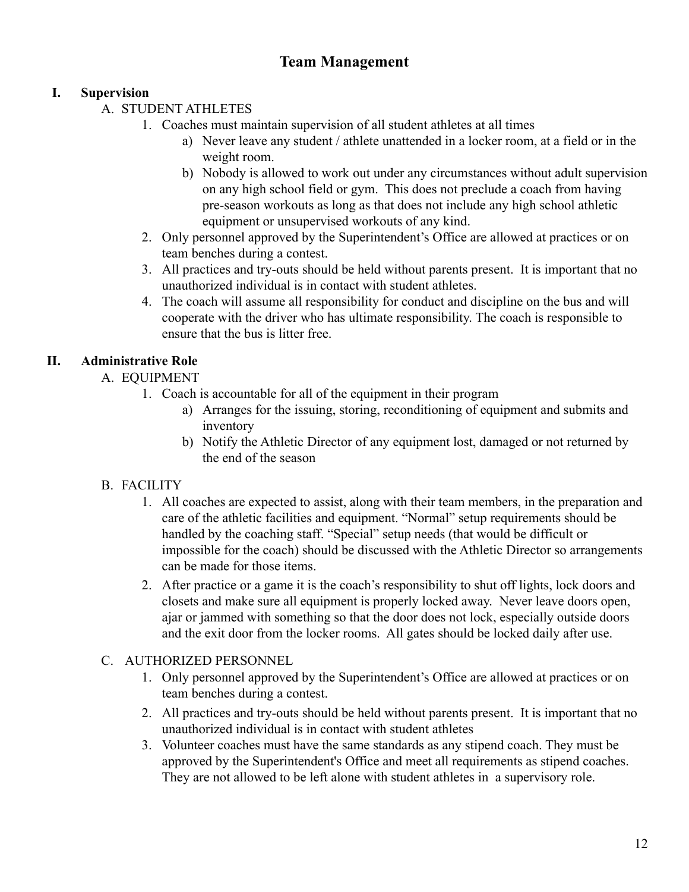# Team Management

## I. Supervision

A. STUDENT ATHLETES

1. Coaches must maintain supervision of all student athletes at all times
   a) Never leave any student / athlete unattended in a locker room, at a field or in the weight room.
   b) Nobody is allowed to work out under any circumstances without adult supervision on any high school field or gym. This does not preclude a coach from having pre-season workouts as long as that does not include any high school athletic equipment or unsupervised workouts of any kind.
2. Only personnel approved by the Superintendent's Office are allowed at practices or on team benches during a contest.
3. All practices and try-outs should be held without parents present. It is important that no unauthorized individual is in contact with student athletes.
4. The coach will assume all responsibility for conduct and discipline on the bus and will cooperate with the driver who has ultimate responsibility. The coach is responsible to ensure that the bus is litter free.

## II. Administrative Role

A. EQUIPMENT

1. Coach is accountable for all of the equipment in their program
   a) Arranges for the issuing, storing, reconditioning of equipment and submits and inventory
   b) Notify the Athletic Director of any equipment lost, damaged or not returned by the end of the season

B. FACILITY

1. All coaches are expected to assist, along with their team members, in the preparation and care of the athletic facilities and equipment. "Normal" setup requirements should be handled by the coaching staff. "Special" setup needs (that would be difficult or impossible for the coach) should be discussed with the Athletic Director so arrangements can be made for those items.
2. After practice or a game it is the coach's responsibility to shut off lights, lock doors and closets and make sure all equipment is properly locked away. Never leave doors open, ajar or jammed with something so that the door does not lock, especially outside doors and the exit door from the locker rooms. All gates should be locked daily after use.

C. AUTHORIZED PERSONNEL

1. Only personnel approved by the Superintendent's Office are allowed at practices or on team benches during a contest.
2. All practices and try-outs should be held without parents present. It is important that no unauthorized individual is in contact with student athletes
3. Volunteer coaches must have the same standards as any stipend coach. They must be approved by the Superintendent's Office and meet all requirements as stipend coaches. They are not allowed to be left alone with student athletes in a supervisory role.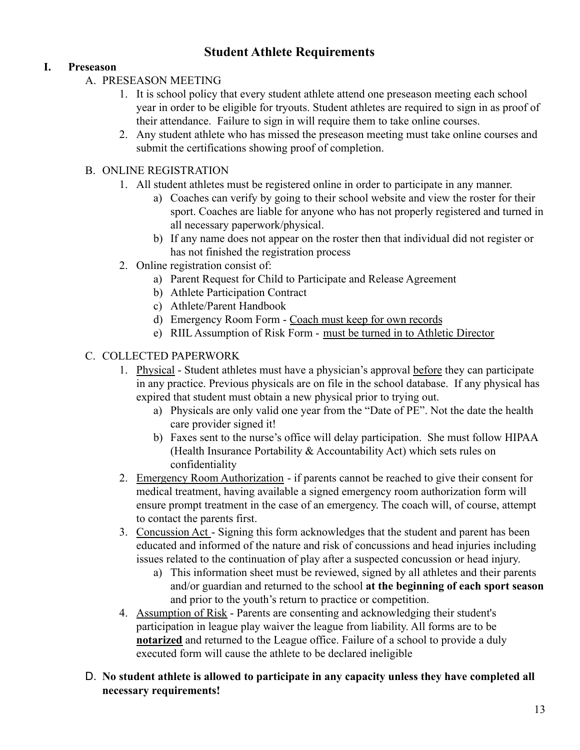# Student Athlete Requirements

## I. Preseason

### A. PRESEASON MEETING

1. It is school policy that every student athlete attend one preseason meeting each school year in order to be eligible for tryouts. Student athletes are required to sign in as proof of their attendance. Failure to sign in will require them to take online courses.
2. Any student athlete who has missed the preseason meeting must take online courses and submit the certifications showing proof of completion.

### B. ONLINE REGISTRATION

1. All student athletes must be registered online in order to participate in any manner.
   a) Coaches can verify by going to their school website and view the roster for their sport. Coaches are liable for anyone who has not properly registered and turned in all necessary paperwork/physical.
   b) If any name does not appear on the roster then that individual did not register or has not finished the registration process
2. Online registration consist of:
   a) Parent Request for Child to Participate and Release Agreement
   b) Athlete Participation Contract
   c) Athlete/Parent Handbook
   d) Emergency Room Form - <u>Coach must keep for own records</u>
   e) RIIL Assumption of Risk Form - <u>must be turned in to Athletic Director</u>

### C. COLLECTED PAPERWORK

1. <u>Physical</u> - Student athletes must have a physician's approval <u>before</u> they can participate in any practice. Previous physicals are on file in the school database. If any physical has expired that student must obtain a new physical prior to trying out.
   a) Physicals are only valid one year from the "Date of PE". Not the date the health care provider signed it!
   b) Faxes sent to the nurse's office will delay participation. She must follow HIPAA (Health Insurance Portability & Accountability Act) which sets rules on confidentiality
2. <u>Emergency Room Authorization</u> - if parents cannot be reached to give their consent for medical treatment, having available a signed emergency room authorization form will ensure prompt treatment in the case of an emergency. The coach will, of course, attempt to contact the parents first.
3. <u>Concussion Act</u> - Signing this form acknowledges that the student and parent has been educated and informed of the nature and risk of concussions and head injuries including issues related to the continuation of play after a suspected concussion or head injury.
   a) This information sheet must be reviewed, signed by all athletes and their parents and/or guardian and returned to the school **at the beginning of each sport season** and prior to the youth's return to practice or competition.
4. <u>Assumption of Risk</u> - Parents are consenting and acknowledging their student's participation in league play waiver the league from liability. All forms are to be **<u>notarized</u>** and returned to the League office. Failure of a school to provide a duly executed form will cause the athlete to be declared ineligible

### D. **No student athlete is allowed to participate in any capacity unless they have completed all necessary requirements!**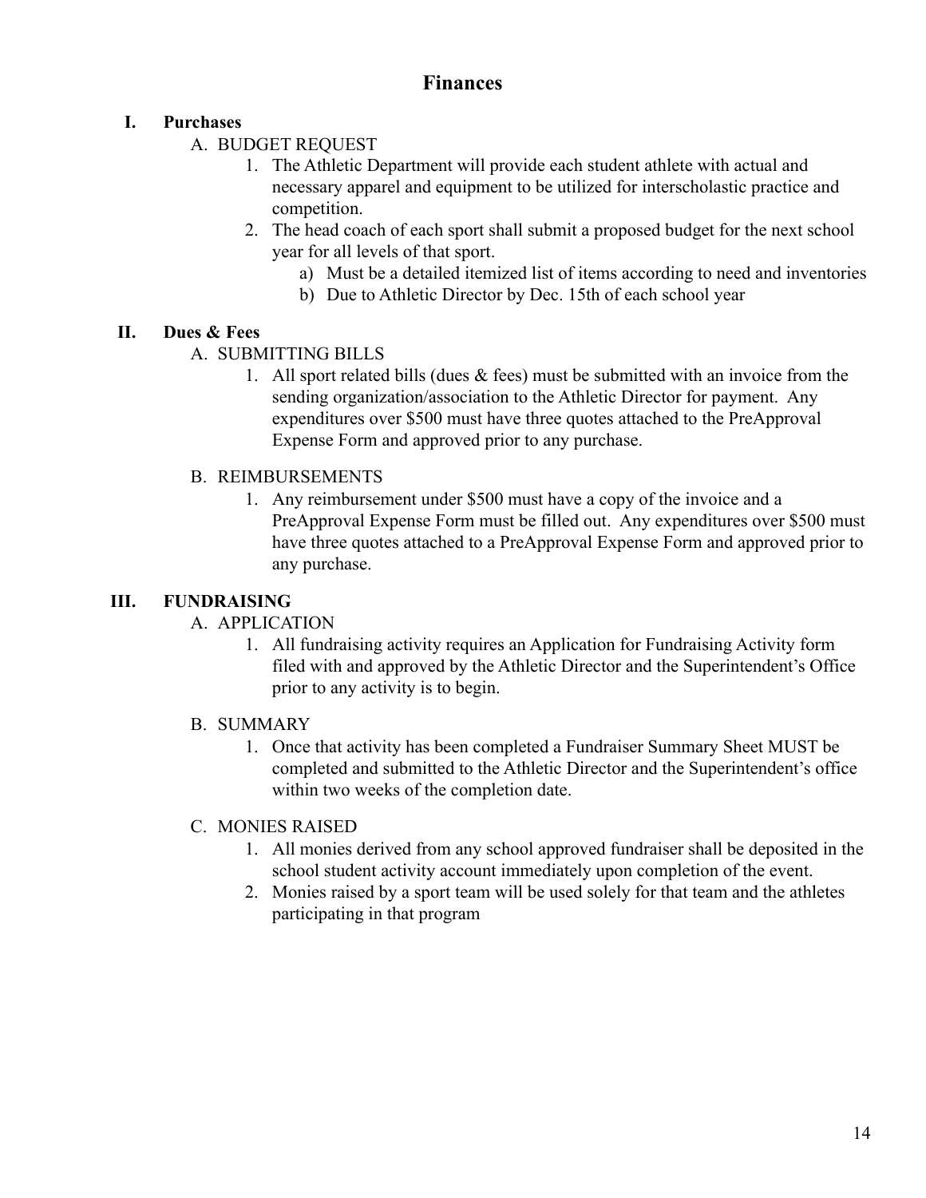# Finances

## I. Purchases

A. BUDGET REQUEST

1. The Athletic Department will provide each student athlete with actual and necessary apparel and equipment to be utilized for interscholastic practice and competition.
2. The head coach of each sport shall submit a proposed budget for the next school year for all levels of that sport.
    a) Must be a detailed itemized list of items according to need and inventories
    b) Due to Athletic Director by Dec. 15th of each school year

## II. Dues & Fees

A. SUBMITTING BILLS

1. All sport related bills (dues & fees) must be submitted with an invoice from the sending organization/association to the Athletic Director for payment. Any expenditures over $500 must have three quotes attached to the PreApproval Expense Form and approved prior to any purchase.

B. REIMBURSEMENTS

1. Any reimbursement under $500 must have a copy of the invoice and a PreApproval Expense Form must be filled out. Any expenditures over $500 must have three quotes attached to a PreApproval Expense Form and approved prior to any purchase.

## III. FUNDRAISING

A. APPLICATION

1. All fundraising activity requires an Application for Fundraising Activity form filed with and approved by the Athletic Director and the Superintendent's Office prior to any activity is to begin.

B. SUMMARY

1. Once that activity has been completed a Fundraiser Summary Sheet MUST be completed and submitted to the Athletic Director and the Superintendent's office within two weeks of the completion date.

C. MONIES RAISED

1. All monies derived from any school approved fundraiser shall be deposited in the school student activity account immediately upon completion of the event.
2. Monies raised by a sport team will be used solely for that team and the athletes participating in that program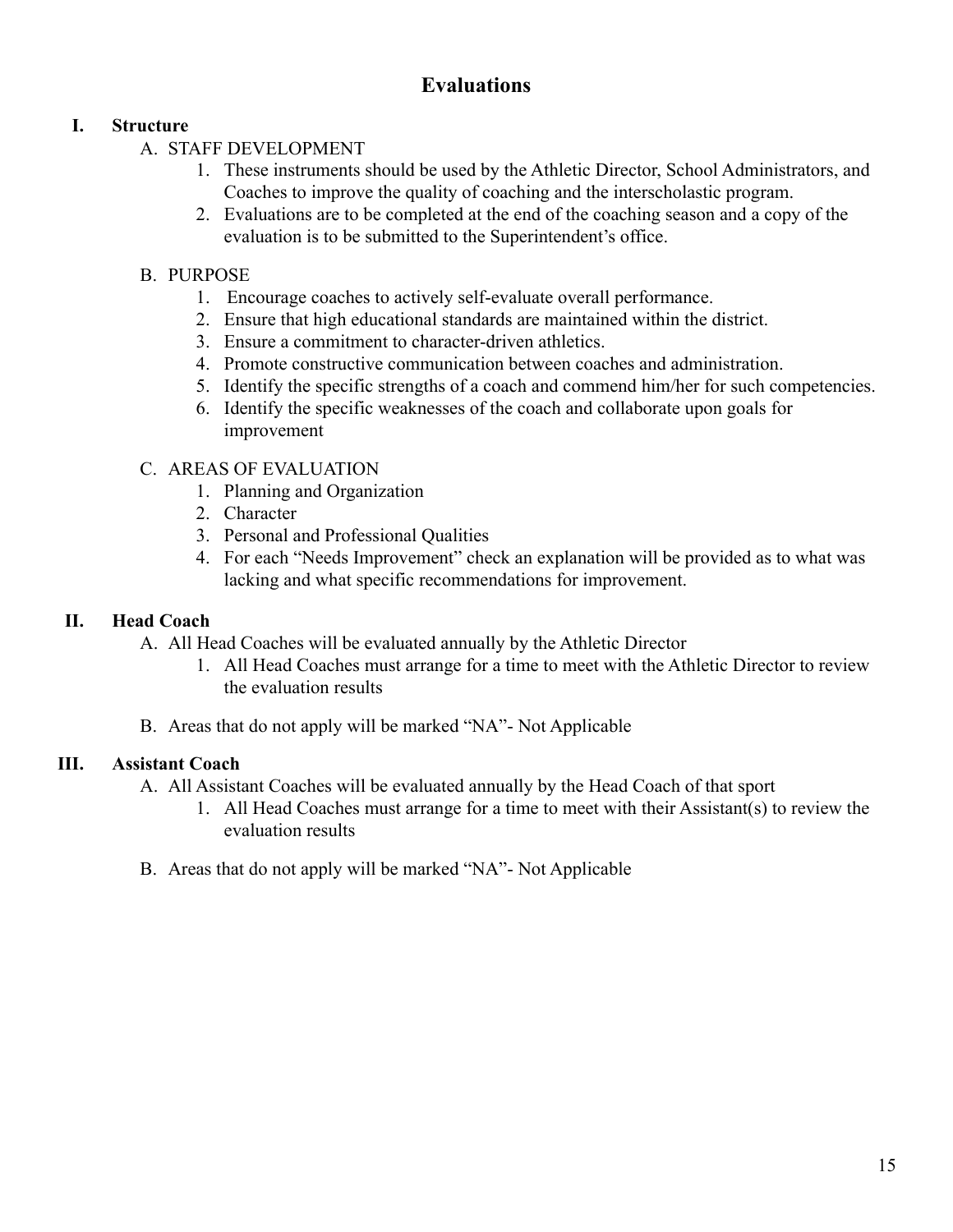# Evaluations

## I. Structure

A. STAFF DEVELOPMENT

1. These instruments should be used by the Athletic Director, School Administrators, and Coaches to improve the quality of coaching and the interscholastic program.
2. Evaluations are to be completed at the end of the coaching season and a copy of the evaluation is to be submitted to the Superintendent's office.

B. PURPOSE

1. Encourage coaches to actively self-evaluate overall performance.
2. Ensure that high educational standards are maintained within the district.
3. Ensure a commitment to character-driven athletics.
4. Promote constructive communication between coaches and administration.
5. Identify the specific strengths of a coach and commend him/her for such competencies.
6. Identify the specific weaknesses of the coach and collaborate upon goals for improvement

C. AREAS OF EVALUATION

1. Planning and Organization
2. Character
3. Personal and Professional Qualities
4. For each "Needs Improvement" check an explanation will be provided as to what was lacking and what specific recommendations for improvement.

## II. Head Coach

A. All Head Coaches will be evaluated annually by the Athletic Director

1. All Head Coaches must arrange for a time to meet with the Athletic Director to review the evaluation results

B. Areas that do not apply will be marked "NA"- Not Applicable

## III. Assistant Coach

A. All Assistant Coaches will be evaluated annually by the Head Coach of that sport

1. All Head Coaches must arrange for a time to meet with their Assistant(s) to review the evaluation results

B. Areas that do not apply will be marked "NA"- Not Applicable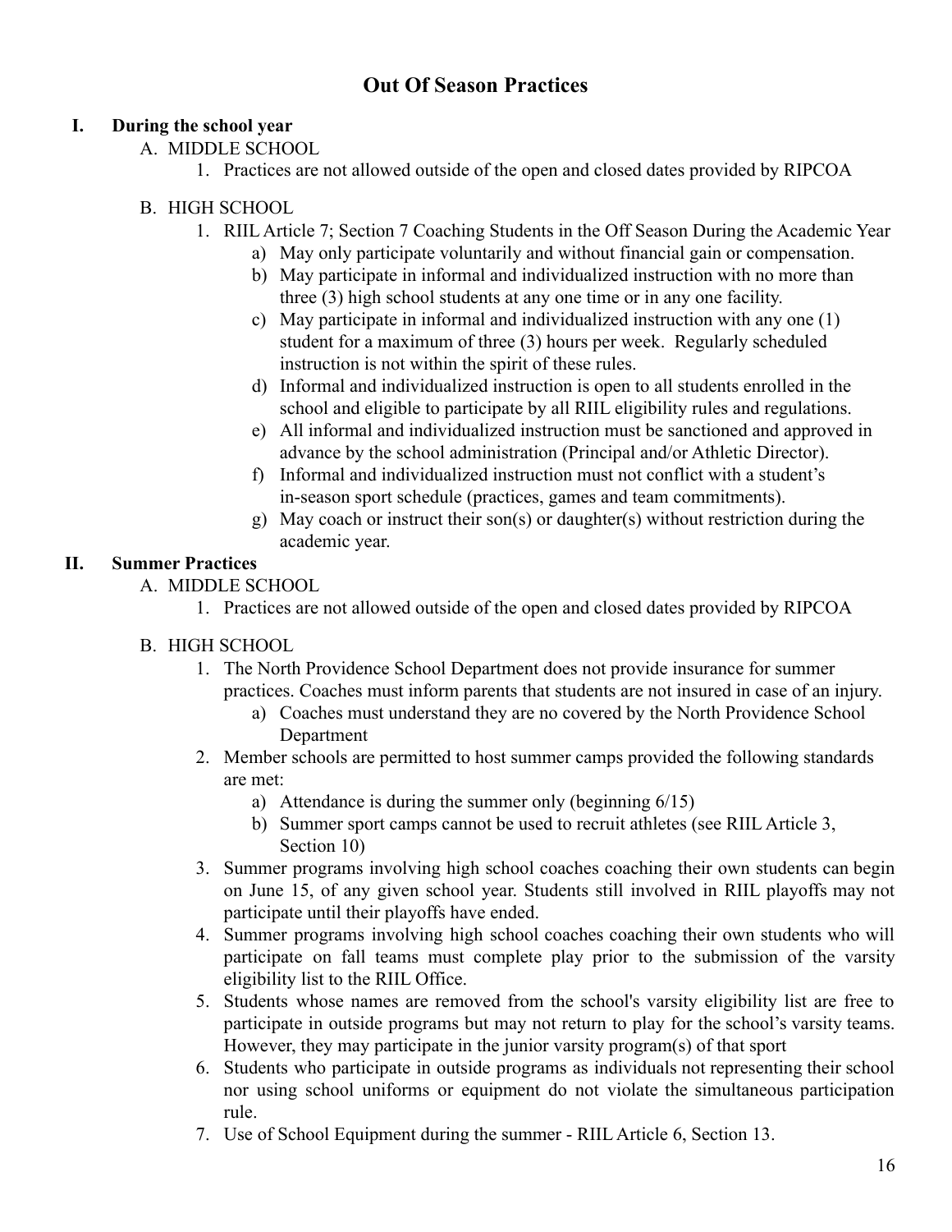# Out Of Season Practices

## I. During the school year

A. MIDDLE SCHOOL

1. Practices are not allowed outside of the open and closed dates provided by RIPCOA

B. HIGH SCHOOL

1. RIIL Article 7; Section 7 Coaching Students in the Off Season During the Academic Year
    a) May only participate voluntarily and without financial gain or compensation.
    b) May participate in informal and individualized instruction with no more than three (3) high school students at any one time or in any one facility.
    c) May participate in informal and individualized instruction with any one (1) student for a maximum of three (3) hours per week. Regularly scheduled instruction is not within the spirit of these rules.
    d) Informal and individualized instruction is open to all students enrolled in the school and eligible to participate by all RIIL eligibility rules and regulations.
    e) All informal and individualized instruction must be sanctioned and approved in advance by the school administration (Principal and/or Athletic Director).
    f) Informal and individualized instruction must not conflict with a student's in-season sport schedule (practices, games and team commitments).
    g) May coach or instruct their son(s) or daughter(s) without restriction during the academic year.

## II. Summer Practices

A. MIDDLE SCHOOL

1. Practices are not allowed outside of the open and closed dates provided by RIPCOA

B. HIGH SCHOOL

1. The North Providence School Department does not provide insurance for summer practices. Coaches must inform parents that students are not insured in case of an injury.
    a) Coaches must understand they are no covered by the North Providence School Department
2. Member schools are permitted to host summer camps provided the following standards are met:
    a) Attendance is during the summer only (beginning 6/15)
    b) Summer sport camps cannot be used to recruit athletes (see RIIL Article 3, Section 10)
3. Summer programs involving high school coaches coaching their own students can begin on June 15, of any given school year. Students still involved in RIIL playoffs may not participate until their playoffs have ended.
4. Summer programs involving high school coaches coaching their own students who will participate on fall teams must complete play prior to the submission of the varsity eligibility list to the RIIL Office.
5. Students whose names are removed from the school's varsity eligibility list are free to participate in outside programs but may not return to play for the school's varsity teams. However, they may participate in the junior varsity program(s) of that sport
6. Students who participate in outside programs as individuals not representing their school nor using school uniforms or equipment do not violate the simultaneous participation rule.
7. Use of School Equipment during the summer - RIIL Article 6, Section 13.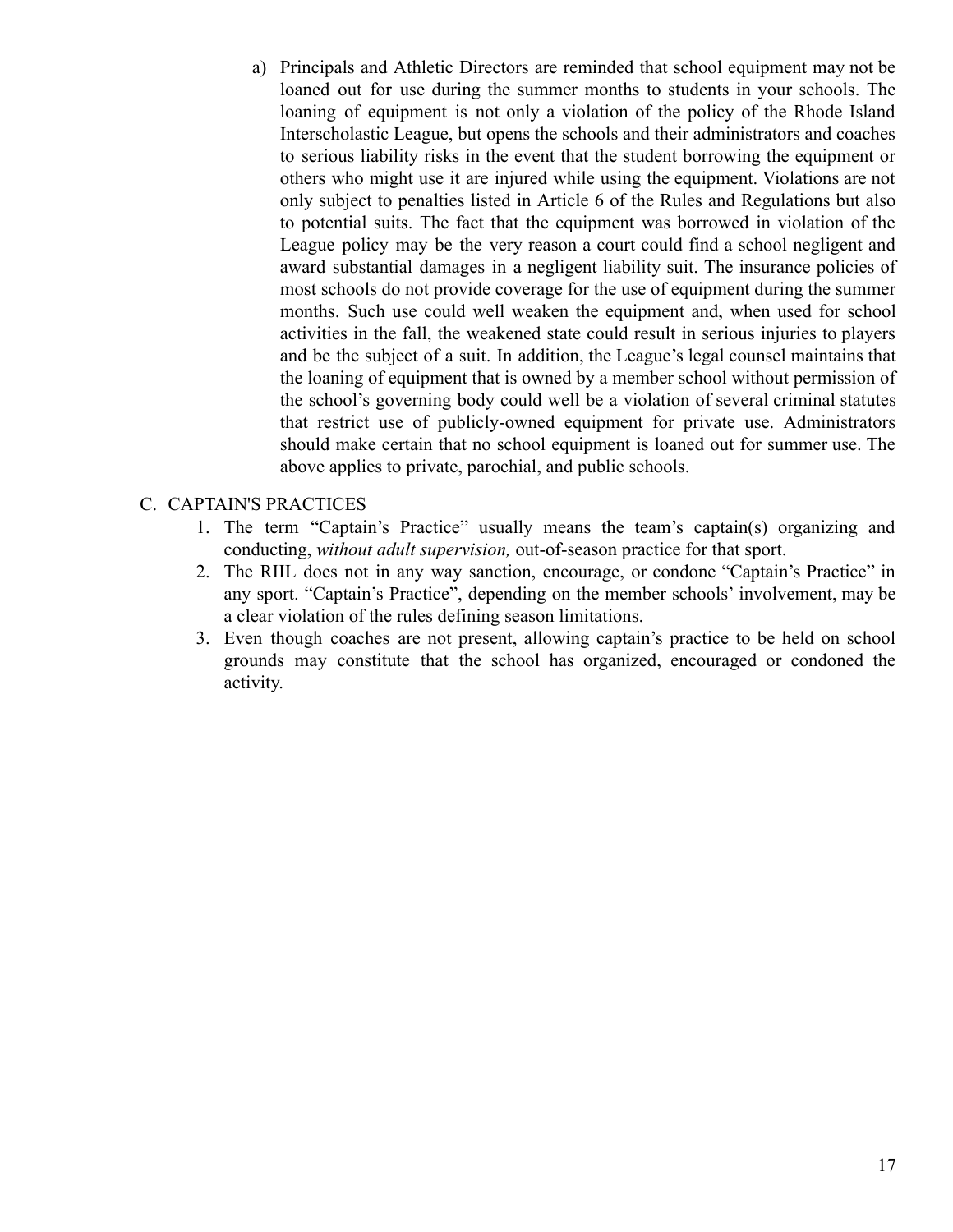a) Principals and Athletic Directors are reminded that school equipment may not be loaned out for use during the summer months to students in your schools. The loaning of equipment is not only a violation of the policy of the Rhode Island Interscholastic League, but opens the schools and their administrators and coaches to serious liability risks in the event that the student borrowing the equipment or others who might use it are injured while using the equipment. Violations are not only subject to penalties listed in Article 6 of the Rules and Regulations but also to potential suits. The fact that the equipment was borrowed in violation of the League policy may be the very reason a court could find a school negligent and award substantial damages in a negligent liability suit. The insurance policies of most schools do not provide coverage for the use of equipment during the summer months. Such use could well weaken the equipment and, when used for school activities in the fall, the weakened state could result in serious injuries to players and be the subject of a suit. In addition, the League's legal counsel maintains that the loaning of equipment that is owned by a member school without permission of the school's governing body could well be a violation of several criminal statutes that restrict use of publicly-owned equipment for private use. Administrators should make certain that no school equipment is loaned out for summer use. The above applies to private, parochial, and public schools.

C. CAPTAIN'S PRACTICES

1. The term "Captain's Practice" usually means the team's captain(s) organizing and conducting, *without adult supervision,* out-of-season practice for that sport.
2. The RIIL does not in any way sanction, encourage, or condone "Captain's Practice" in any sport. "Captain's Practice", depending on the member schools' involvement, may be a clear violation of the rules defining season limitations.
3. Even though coaches are not present, allowing captain's practice to be held on school grounds may constitute that the school has organized, encouraged or condoned the activity.